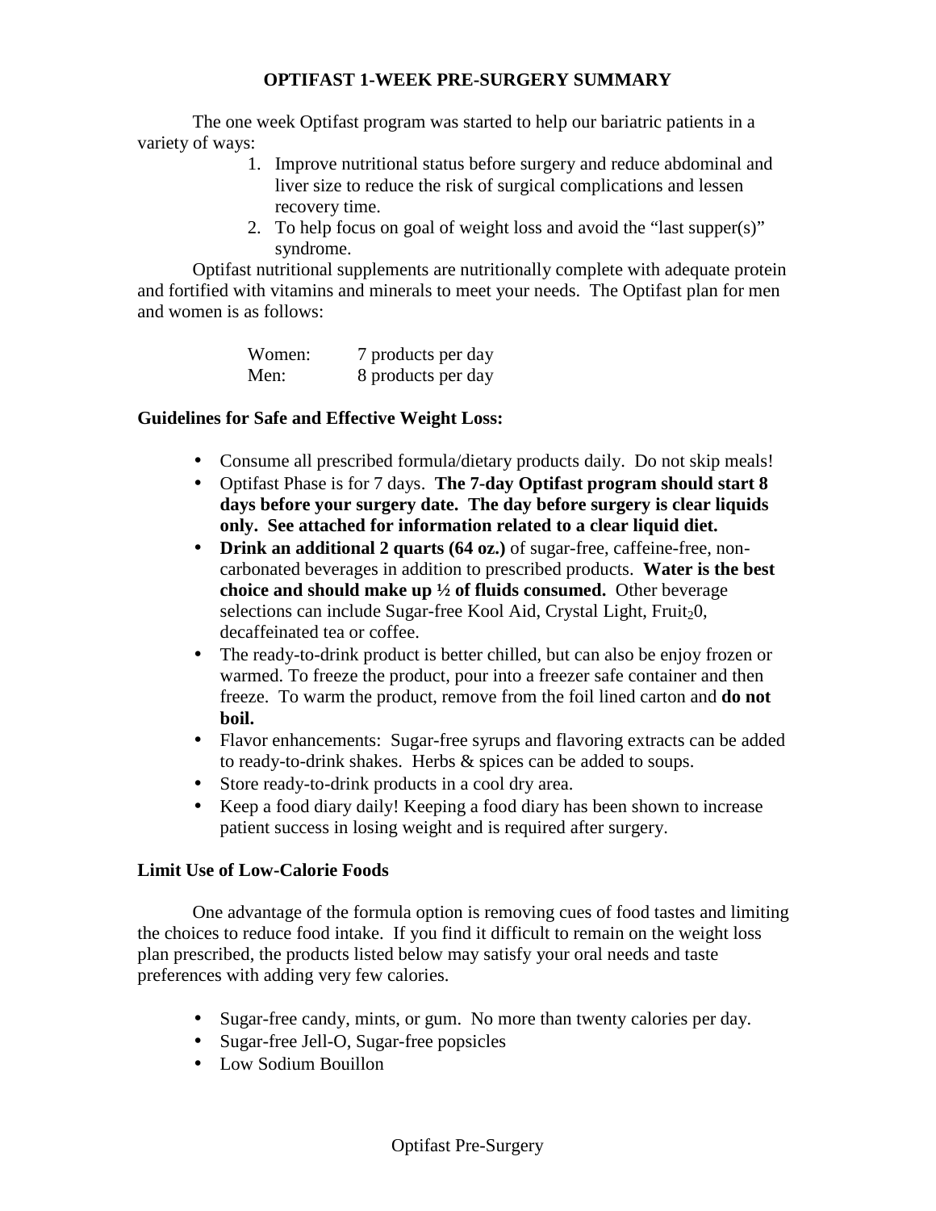# OPTIFAST 1-WEEK PRE-SURGERY SUMMARY

The one week Optifast program was started to help our bariatric patients in a variety of ways:

1. Improve nutritional status before surgery and reduce abdominal and liver size to reduce the risk of surgical complications and lessen recovery time.
2. To help focus on goal of weight loss and avoid the "last supper(s)" syndrome.

Optifast nutritional supplements are nutritionally complete with adequate protein and fortified with vitamins and minerals to meet your needs. The Optifast plan for men and women is as follows:

| | |
|---|---|
| Women: | 7 products per day |
| Men: | 8 products per day |

**Guidelines for Safe and Effective Weight Loss:**

- Consume all prescribed formula/dietary products daily. Do not skip meals!
- Optifast Phase is for 7 days. **The 7-day Optifast program should start 8 days before your surgery date. The day before surgery is clear liquids only. See attached for information related to a clear liquid diet.**
- **Drink an additional 2 quarts (64 oz.)** of sugar-free, caffeine-free, non-carbonated beverages in addition to prescribed products. **Water is the best choice and should make up ½ of fluids consumed.** Other beverage selections can include Sugar-free Kool Aid, Crystal Light, Fruit$_2$0, decaffeinated tea or coffee.
- The ready-to-drink product is better chilled, but can also be enjoy frozen or warmed. To freeze the product, pour into a freezer safe container and then freeze. To warm the product, remove from the foil lined carton and **do not boil.**
- Flavor enhancements: Sugar-free syrups and flavoring extracts can be added to ready-to-drink shakes. Herbs & spices can be added to soups.
- Store ready-to-drink products in a cool dry area.
- Keep a food diary daily! Keeping a food diary has been shown to increase patient success in losing weight and is required after surgery.

**Limit Use of Low-Calorie Foods**

One advantage of the formula option is removing cues of food tastes and limiting the choices to reduce food intake. If you find it difficult to remain on the weight loss plan prescribed, the products listed below may satisfy your oral needs and taste preferences with adding very few calories.

- Sugar-free candy, mints, or gum. No more than twenty calories per day.
- Sugar-free Jell-O, Sugar-free popsicles
- Low Sodium Bouillon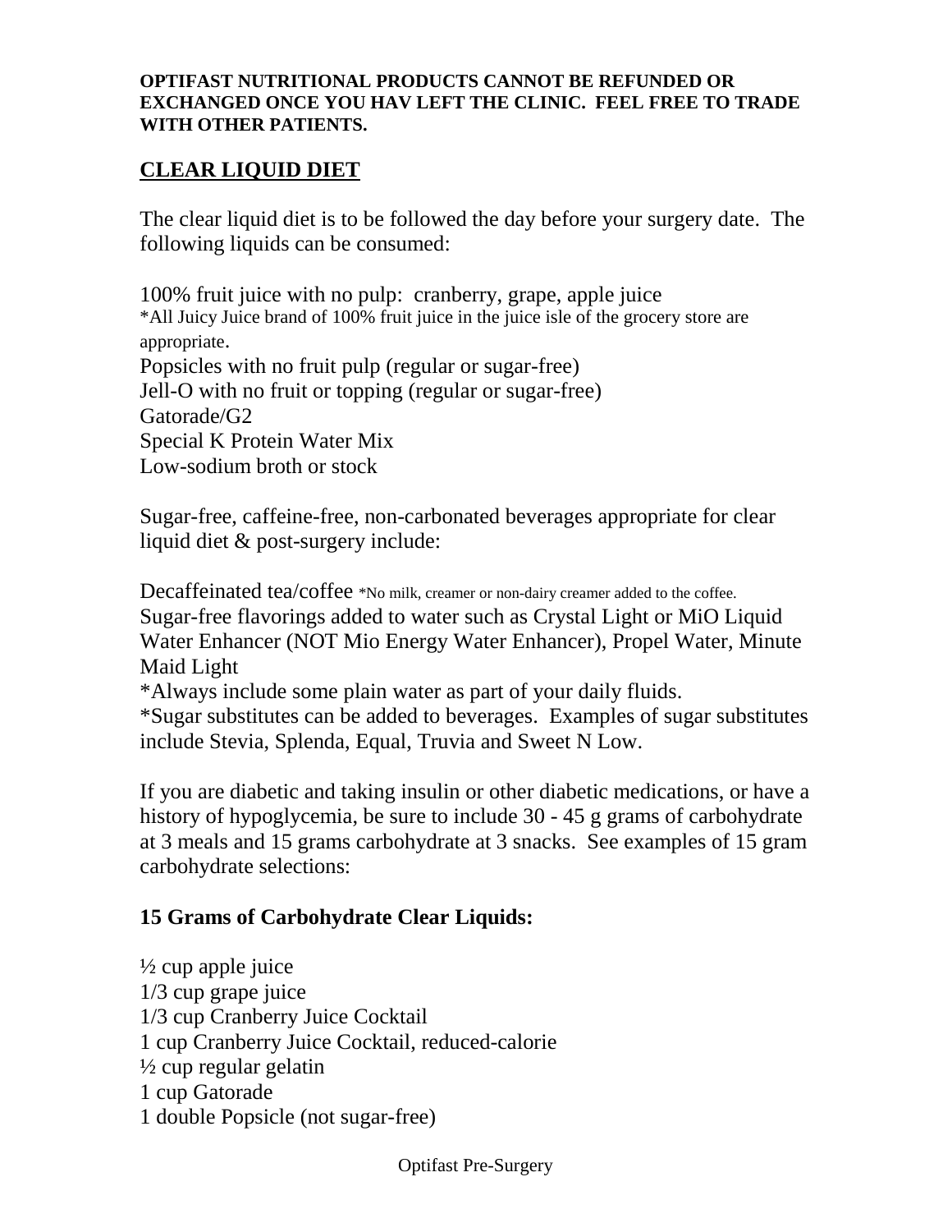**OPTIFAST NUTRITIONAL PRODUCTS CANNOT BE REFUNDED OR EXCHANGED ONCE YOU HAV LEFT THE CLINIC. FEEL FREE TO TRADE WITH OTHER PATIENTS.**

## <u>CLEAR LIQUID DIET</u>

The clear liquid diet is to be followed the day before your surgery date. The following liquids can be consumed:

100% fruit juice with no pulp: cranberry, grape, apple juice
*All Juicy Juice brand of 100% fruit juice in the juice isle of the grocery store are appropriate.
Popsicles with no fruit pulp (regular or sugar-free)
Jell-O with no fruit or topping (regular or sugar-free)
Gatorade/G2
Special K Protein Water Mix
Low-sodium broth or stock

Sugar-free, caffeine-free, non-carbonated beverages appropriate for clear liquid diet & post-surgery include:

Decaffeinated tea/coffee *No milk, creamer or non-dairy creamer added to the coffee.
Sugar-free flavorings added to water such as Crystal Light or MiO Liquid Water Enhancer (NOT Mio Energy Water Enhancer), Propel Water, Minute Maid Light
*Always include some plain water as part of your daily fluids.
*Sugar substitutes can be added to beverages. Examples of sugar substitutes include Stevia, Splenda, Equal, Truvia and Sweet N Low.

If you are diabetic and taking insulin or other diabetic medications, or have a history of hypoglycemia, be sure to include 30 - 45 g grams of carbohydrate at 3 meals and 15 grams carbohydrate at 3 snacks. See examples of 15 gram carbohydrate selections:

### 15 Grams of Carbohydrate Clear Liquids:

½ cup apple juice
1/3 cup grape juice
1/3 cup Cranberry Juice Cocktail
1 cup Cranberry Juice Cocktail, reduced-calorie
½ cup regular gelatin
1 cup Gatorade
1 double Popsicle (not sugar-free)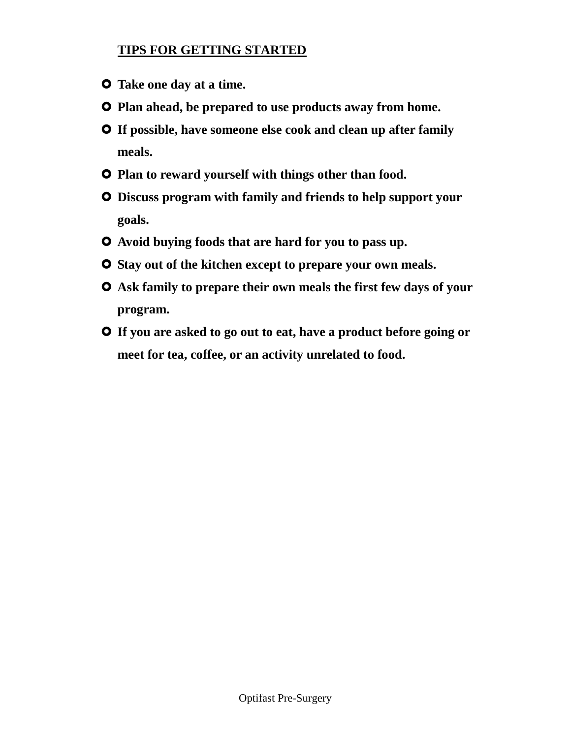## TIPS FOR GETTING STARTED

- **Take one day at a time.**
- **Plan ahead, be prepared to use products away from home.**
- **If possible, have someone else cook and clean up after family meals.**
- **Plan to reward yourself with things other than food.**
- **Discuss program with family and friends to help support your goals.**
- **Avoid buying foods that are hard for you to pass up.**
- **Stay out of the kitchen except to prepare your own meals.**
- **Ask family to prepare their own meals the first few days of your program.**
- **If you are asked to go out to eat, have a product before going or meet for tea, coffee, or an activity unrelated to food.**